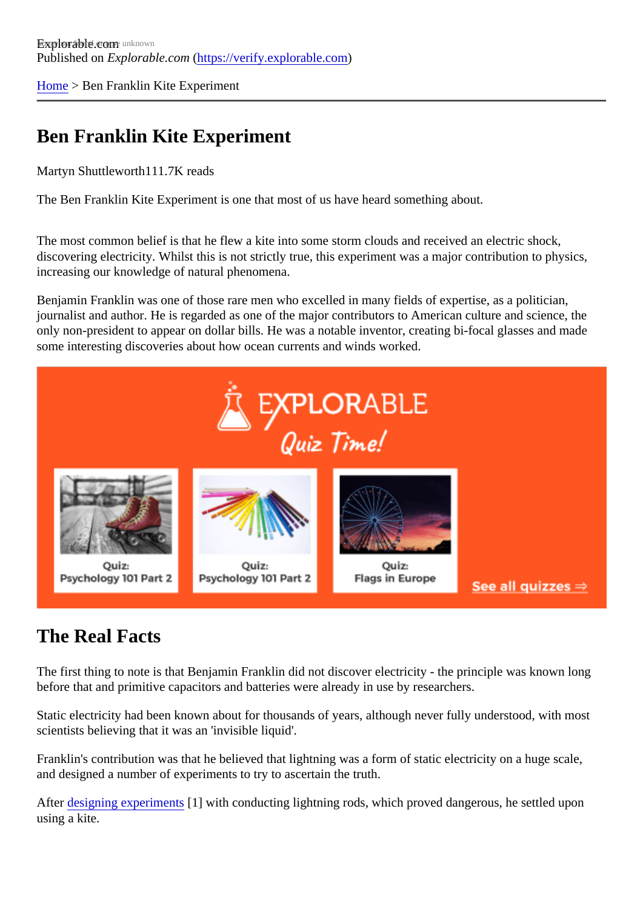Explorable.com
Published on *Explorable.com* (https://verify.explorable.com)

Home > Ben Franklin Kite Experiment

# Ben Franklin Kite Experiment

Martyn Shuttleworth111.7K reads

The Ben Franklin Kite Experiment is one that most of us have heard something about.

The most common belief is that he flew a kite into some storm clouds and received an electric shock, discovering electricity. Whilst this is not strictly true, this experiment was a major contribution to physics, increasing our knowledge of natural phenomena.

Benjamin Franklin was one of those rare men who excelled in many fields of expertise, as a politician, journalist and author. He is regarded as one of the major contributors to American culture and science, the only non-president to appear on dollar bills. He was a notable inventor, creating bi-focal glasses and made some interesting discoveries about how ocean currents and winds worked.

## The Real Facts

The first thing to note is that Benjamin Franklin did not discover electricity - the principle was known long before that and primitive capacitors and batteries were already in use by researchers.

Static electricity had been known about for thousands of years, although never fully understood, with most scientists believing that it was an 'invisible liquid'.

Franklin's contribution was that he believed that lightning was a form of static electricity on a huge scale, and designed a number of experiments to try to ascertain the truth.

After designing experiments [1] with conducting lightning rods, which proved dangerous, he settled upon using a kite.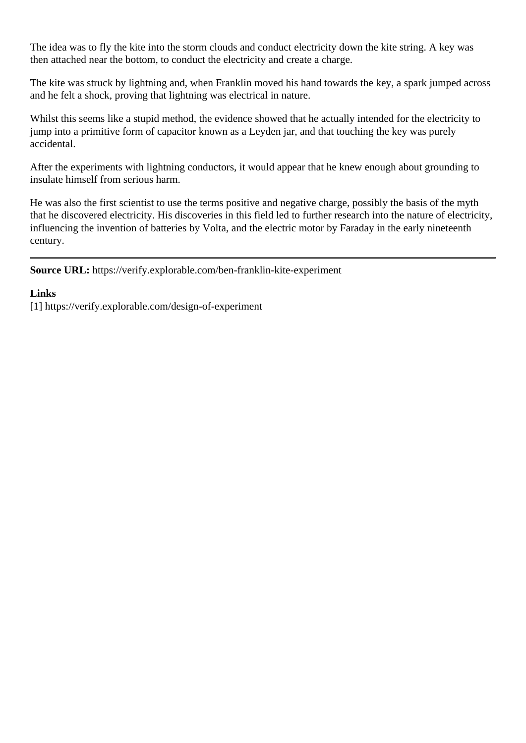The idea was to fly the kite into the storm clouds and conduct electricity down the kite string. A key was then attached near the bottom, to conduct the electricity and create a charge.

The kite was struck by lightning and, when Franklin moved his hand towards the key, a spark jumped across and he felt a shock, proving that lightning was electrical in nature.

Whilst this seems like a stupid method, the evidence showed that he actually intended for the electricity to jump into a primitive form of capacitor known as a Leyden jar, and that touching the key was purely accidental.

After the experiments with lightning conductors, it would appear that he knew enough about grounding to insulate himself from serious harm.

He was also the first scientist to use the terms positive and negative charge, possibly the basis of the myth that he discovered electricity. His discoveries in this field led to further research into the nature of electricity, influencing the invention of batteries by Volta, and the electric motor by Faraday in the early nineteenth century.

---

**Source URL:** https://verify.explorable.com/ben-franklin-kite-experiment

**Links**
[1] https://verify.explorable.com/design-of-experiment